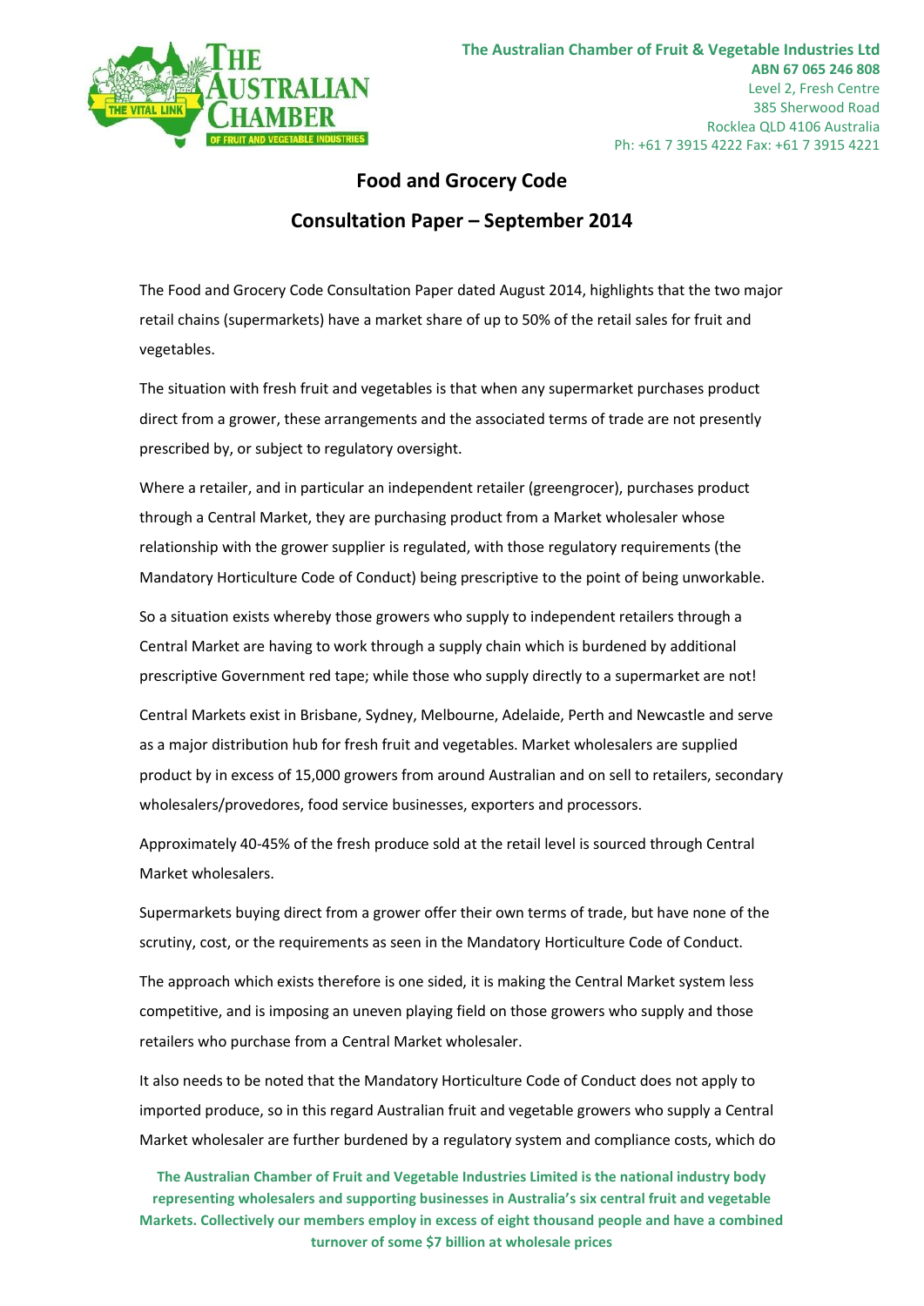The Australian Chamber of Fruit & Vegetable Industries Ltd
**ABN 67 065 246 808**
Level 2, Fresh Centre
385 Sherwood Road
Rocklea QLD 4106 Australia
Ph: +61 7 3915 4222 Fax: +61 7 3915 4221

# Food and Grocery Code

## Consultation Paper – September 2014

The Food and Grocery Code Consultation Paper dated August 2014, highlights that the two major retail chains (supermarkets) have a market share of up to 50% of the retail sales for fruit and vegetables.

The situation with fresh fruit and vegetables is that when any supermarket purchases product direct from a grower, these arrangements and the associated terms of trade are not presently prescribed by, or subject to regulatory oversight.

Where a retailer, and in particular an independent retailer (greengrocer), purchases product through a Central Market, they are purchasing product from a Market wholesaler whose relationship with the grower supplier is regulated, with those regulatory requirements (the Mandatory Horticulture Code of Conduct) being prescriptive to the point of being unworkable.

So a situation exists whereby those growers who supply to independent retailers through a Central Market are having to work through a supply chain which is burdened by additional prescriptive Government red tape; while those who supply directly to a supermarket are not!

Central Markets exist in Brisbane, Sydney, Melbourne, Adelaide, Perth and Newcastle and serve as a major distribution hub for fresh fruit and vegetables. Market wholesalers are supplied product by in excess of 15,000 growers from around Australian and on sell to retailers, secondary wholesalers/provedores, food service businesses, exporters and processors.

Approximately 40-45% of the fresh produce sold at the retail level is sourced through Central Market wholesalers.

Supermarkets buying direct from a grower offer their own terms of trade, but have none of the scrutiny, cost, or the requirements as seen in the Mandatory Horticulture Code of Conduct.

The approach which exists therefore is one sided, it is making the Central Market system less competitive, and is imposing an uneven playing field on those growers who supply and those retailers who purchase from a Central Market wholesaler.

It also needs to be noted that the Mandatory Horticulture Code of Conduct does not apply to imported produce, so in this regard Australian fruit and vegetable growers who supply a Central Market wholesaler are further burdened by a regulatory system and compliance costs, which do

**The Australian Chamber of Fruit and Vegetable Industries Limited is the national industry body representing wholesalers and supporting businesses in Australia's six central fruit and vegetable Markets. Collectively our members employ in excess of eight thousand people and have a combined turnover of some $7 billion at wholesale prices**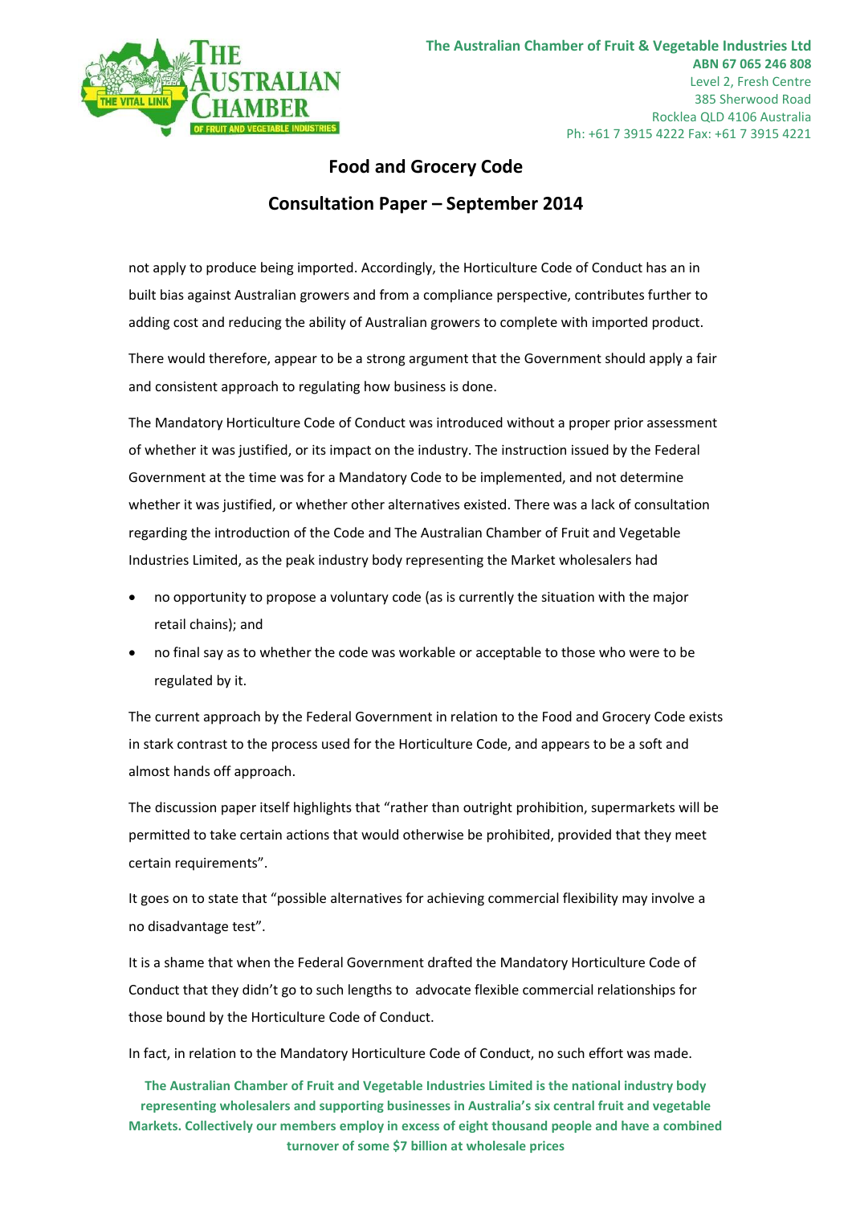not apply to produce being imported. Accordingly, the Horticulture Code of Conduct has an in built bias against Australian growers and from a compliance perspective, contributes further to adding cost and reducing the ability of Australian growers to complete with imported product.

There would therefore, appear to be a strong argument that the Government should apply a fair and consistent approach to regulating how business is done.

The Mandatory Horticulture Code of Conduct was introduced without a proper prior assessment of whether it was justified, or its impact on the industry. The instruction issued by the Federal Government at the time was for a Mandatory Code to be implemented, and not determine whether it was justified, or whether other alternatives existed. There was a lack of consultation regarding the introduction of the Code and The Australian Chamber of Fruit and Vegetable Industries Limited, as the peak industry body representing the Market wholesalers had

- no opportunity to propose a voluntary code (as is currently the situation with the major retail chains); and
- no final say as to whether the code was workable or acceptable to those who were to be regulated by it.

The current approach by the Federal Government in relation to the Food and Grocery Code exists in stark contrast to the process used for the Horticulture Code, and appears to be a soft and almost hands off approach.

The discussion paper itself highlights that "rather than outright prohibition, supermarkets will be permitted to take certain actions that would otherwise be prohibited, provided that they meet certain requirements".

It goes on to state that "possible alternatives for achieving commercial flexibility may involve a no disadvantage test".

It is a shame that when the Federal Government drafted the Mandatory Horticulture Code of Conduct that they didn't go to such lengths to advocate flexible commercial relationships for those bound by the Horticulture Code of Conduct.

In fact, in relation to the Mandatory Horticulture Code of Conduct, no such effort was made.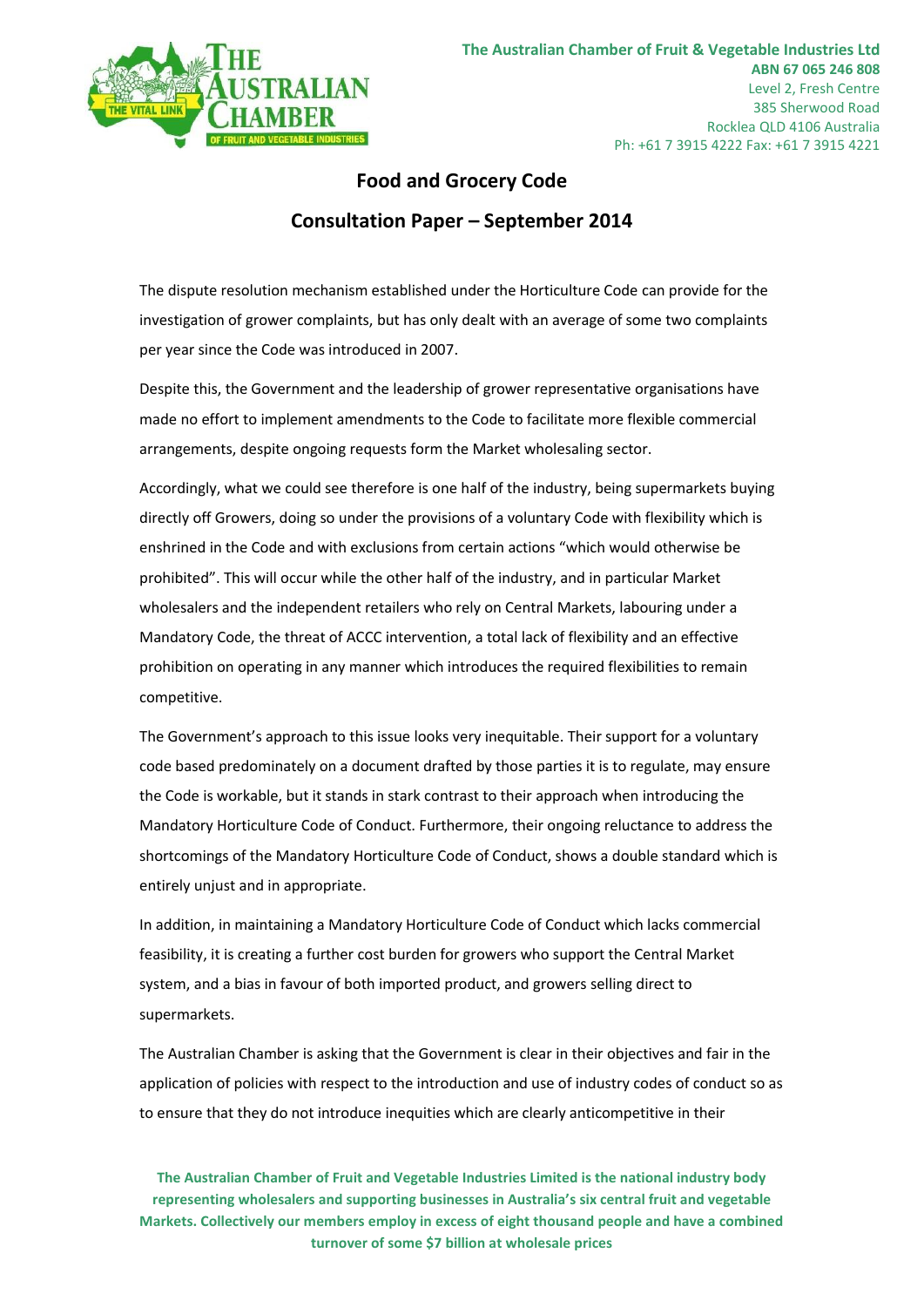**Food and Grocery Code**

**Consultation Paper – September 2014**

The dispute resolution mechanism established under the Horticulture Code can provide for the investigation of grower complaints, but has only dealt with an average of some two complaints per year since the Code was introduced in 2007.

Despite this, the Government and the leadership of grower representative organisations have made no effort to implement amendments to the Code to facilitate more flexible commercial arrangements, despite ongoing requests form the Market wholesaling sector.

Accordingly, what we could see therefore is one half of the industry, being supermarkets buying directly off Growers, doing so under the provisions of a voluntary Code with flexibility which is enshrined in the Code and with exclusions from certain actions "which would otherwise be prohibited". This will occur while the other half of the industry, and in particular Market wholesalers and the independent retailers who rely on Central Markets, labouring under a Mandatory Code, the threat of ACCC intervention, a total lack of flexibility and an effective prohibition on operating in any manner which introduces the required flexibilities to remain competitive.

The Government's approach to this issue looks very inequitable. Their support for a voluntary code based predominately on a document drafted by those parties it is to regulate, may ensure the Code is workable, but it stands in stark contrast to their approach when introducing the Mandatory Horticulture Code of Conduct. Furthermore, their ongoing reluctance to address the shortcomings of the Mandatory Horticulture Code of Conduct, shows a double standard which is entirely unjust and in appropriate.

In addition, in maintaining a Mandatory Horticulture Code of Conduct which lacks commercial feasibility, it is creating a further cost burden for growers who support the Central Market system, and a bias in favour of both imported product, and growers selling direct to supermarkets.

The Australian Chamber is asking that the Government is clear in their objectives and fair in the application of policies with respect to the introduction and use of industry codes of conduct so as to ensure that they do not introduce inequities which are clearly anticompetitive in their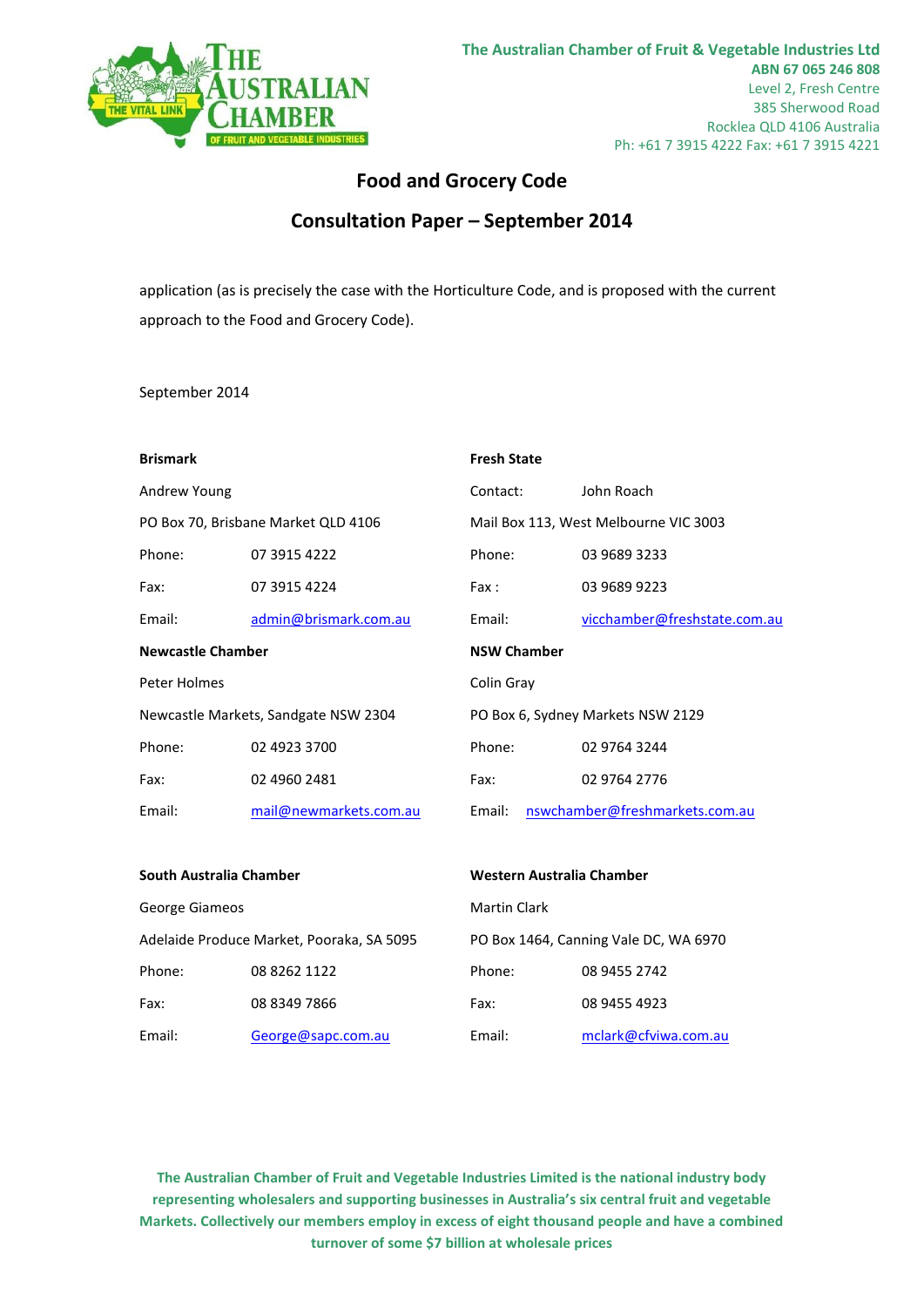The Australian Chamber of Fruit & Vegetable Industries Ltd
ABN 67 065 246 808
Level 2, Fresh Centre
385 Sherwood Road
Rocklea QLD 4106 Australia
Ph: +61 7 3915 4222 Fax: +61 7 3915 4221

## Food and Grocery Code

## Consultation Paper – September 2014

application (as is precisely the case with the Horticulture Code, and is proposed with the current approach to the Food and Grocery Code).

September 2014

**Brismark**

Andrew Young

PO Box 70, Brisbane Market QLD 4106

Phone: 07 3915 4222

Fax: 07 3915 4224

Email: admin@brismark.com.au

**Fresh State**

Contact: John Roach

Mail Box 113, West Melbourne VIC 3003

Phone: 03 9689 3233

Fax : 03 9689 9223

Email: vicchamber@freshstate.com.au

**Newcastle Chamber**

Peter Holmes

Newcastle Markets, Sandgate NSW 2304

Phone: 02 4923 3700

Fax: 02 4960 2481

Email: mail@newmarkets.com.au

**NSW Chamber**

Colin Gray

PO Box 6, Sydney Markets NSW 2129

Phone: 02 9764 3244

Fax: 02 9764 2776

Email: nswchamber@freshmarkets.com.au

**South Australia Chamber**

George Giameos

Adelaide Produce Market, Pooraka, SA 5095

Phone: 08 8262 1122

Fax: 08 8349 7866

Email: George@sapc.com.au

**Western Australia Chamber**

Martin Clark

PO Box 1464, Canning Vale DC, WA 6970

Phone: 08 9455 2742

Fax: 08 9455 4923

Email: mclark@cfviwa.com.au

**The Australian Chamber of Fruit and Vegetable Industries Limited is the national industry body representing wholesalers and supporting businesses in Australia's six central fruit and vegetable Markets. Collectively our members employ in excess of eight thousand people and have a combined turnover of some $7 billion at wholesale prices**